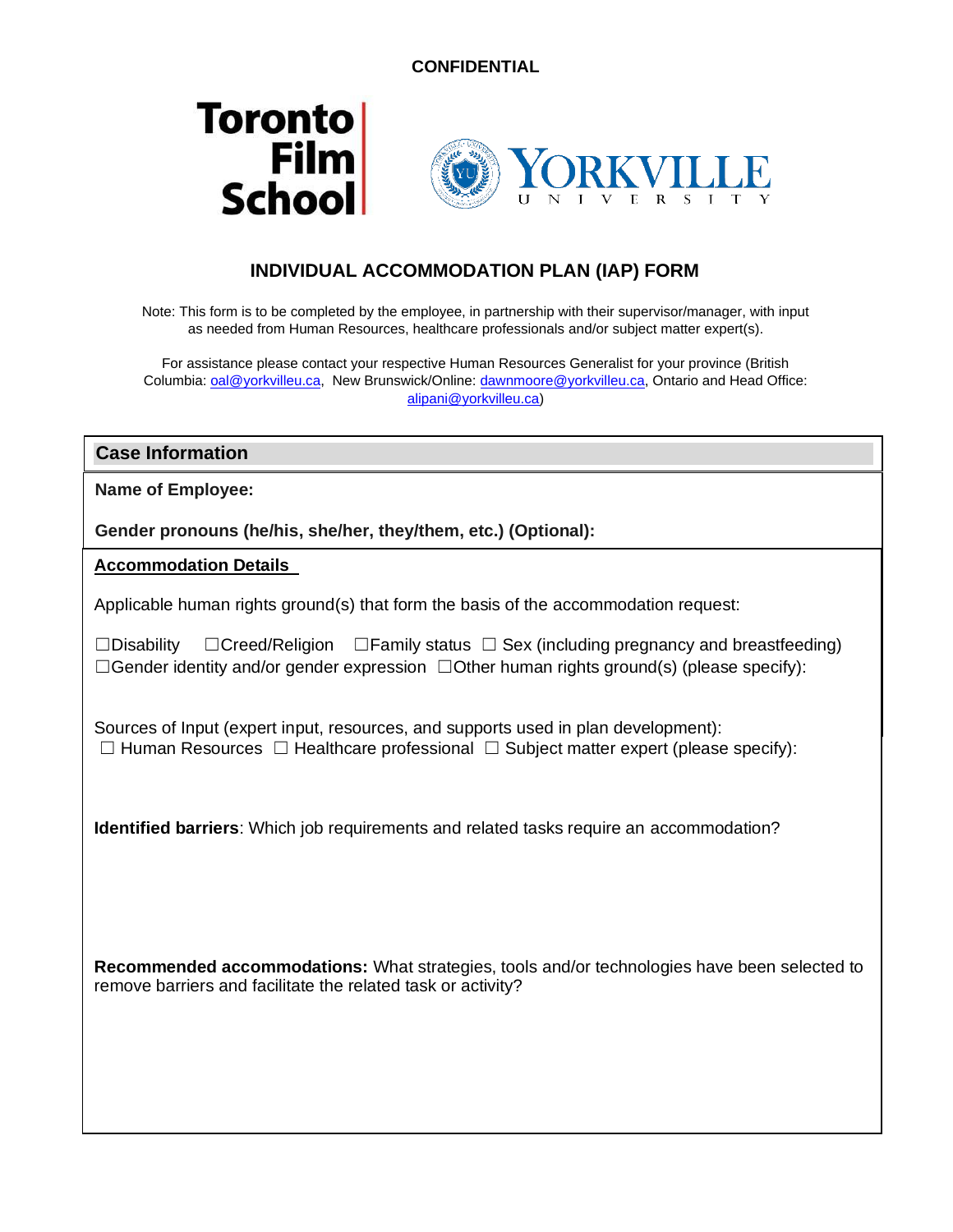**CONFIDENTIAL**

Toronto Film School | YORKVILLE UNIVERSITY

# INDIVIDUAL ACCOMMODATION PLAN (IAP) FORM

Note: This form is to be completed by the employee, in partnership with their supervisor/manager, with input as needed from Human Resources, healthcare professionals and/or subject matter expert(s).

For assistance please contact your respective Human Resources Generalist for your province (British Columbia: oal@yorkvilleu.ca, New Brunswick/Online: dawnmoore@yorkvilleu.ca, Ontario and Head Office: alipani@yorkvilleu.ca)

## Case Information

**Name of Employee:**

**Gender pronouns (he/his, she/her, they/them, etc.) (Optional):**

## Accommodation Details

Applicable human rights ground(s) that form the basis of the accommodation request:

☐Disability ☐Creed/Religion ☐Family status ☐ Sex (including pregnancy and breastfeeding)
☐Gender identity and/or gender expression ☐Other human rights ground(s) (please specify):

Sources of Input (expert input, resources, and supports used in plan development):
☐ Human Resources ☐ Healthcare professional ☐ Subject matter expert (please specify):

**Identified barriers**: Which job requirements and related tasks require an accommodation?

**Recommended accommodations:** What strategies, tools and/or technologies have been selected to remove barriers and facilitate the related task or activity?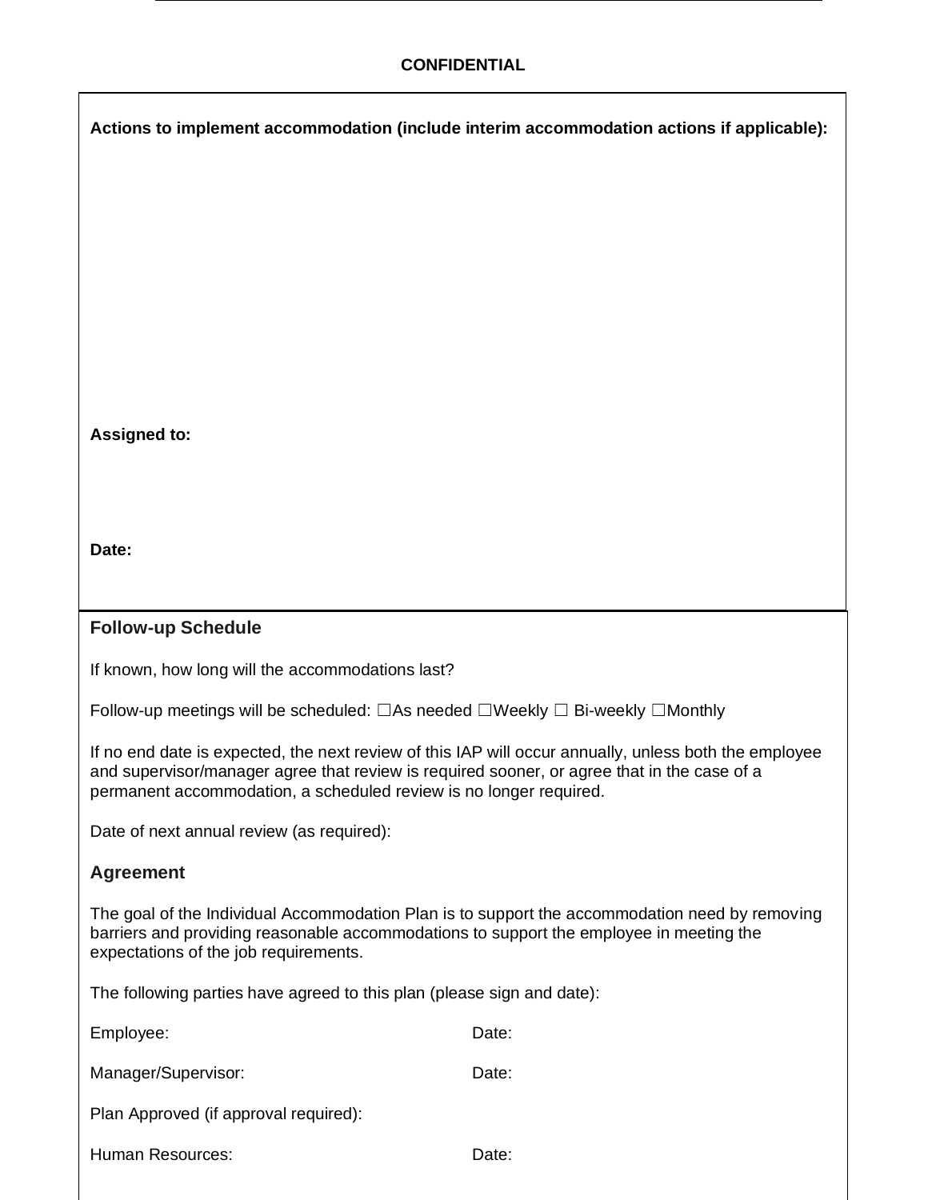**CONFIDENTIAL**

**Actions to implement accommodation (include interim accommodation actions if applicable):**

**Assigned to:**

**Date:**

### Follow-up Schedule

If known, how long will the accommodations last?

Follow-up meetings will be scheduled: ☐As needed ☐Weekly ☐ Bi-weekly ☐Monthly

If no end date is expected, the next review of this IAP will occur annually, unless both the employee and supervisor/manager agree that review is required sooner, or agree that in the case of a permanent accommodation, a scheduled review is no longer required.

Date of next annual review (as required):

### Agreement

The goal of the Individual Accommodation Plan is to support the accommodation need by removing barriers and providing reasonable accommodations to support the employee in meeting the expectations of the job requirements.

The following parties have agreed to this plan (please sign and date):

Employee: Date:

Manager/Supervisor: Date:

Plan Approved (if approval required):

Human Resources: Date: